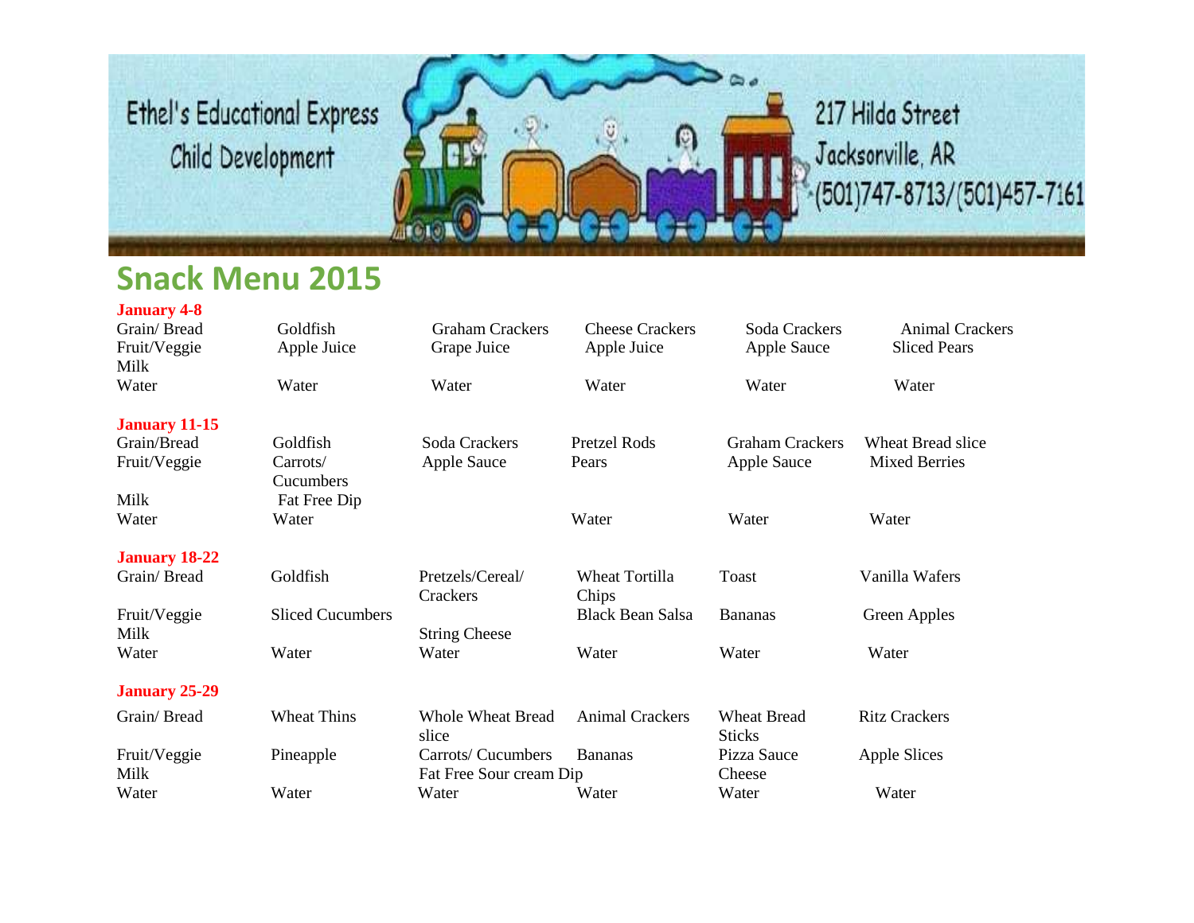Ethel's Educational Express Child Development

217 Hilda Street
Jacksonville, AR
(501)747-8713/(501)457-7161

# Snack Menu 2015

**January 4-8**

| | | | | | |
|---|---|---|---|---|---|
| Grain/ Bread | Goldfish | Graham Crackers | Cheese Crackers | Soda Crackers | Animal Crackers |
| Fruit/Veggie | Apple Juice | Grape Juice | Apple Juice | Apple Sauce | Sliced Pears |
| Milk | | | | | |
| Water | Water | Water | Water | Water | Water |

**January 11-15**

| | | | | | |
|---|---|---|---|---|---|
| Grain/Bread | Goldfish | Soda Crackers | Pretzel Rods | Graham Crackers | Wheat Bread slice |
| Fruit/Veggie | Carrots/ Cucumbers | Apple Sauce | Pears | Apple Sauce | Mixed Berries |
| Milk | Fat Free Dip | | | | |
| Water | Water | | Water | Water | Water |

**January 18-22**

| | | | | | |
|---|---|---|---|---|---|
| Grain/ Bread | Goldfish | Pretzels/Cereal/ Crackers | Wheat Tortilla Chips | Toast | Vanilla Wafers |
| Fruit/Veggie | Sliced Cucumbers | | Black Bean Salsa | Bananas | Green Apples |
| Milk | | String Cheese | | | |
| Water | Water | Water | Water | Water | Water |

**January 25-29**

| | | | | | |
|---|---|---|---|---|---|
| Grain/ Bread | Wheat Thins | Whole Wheat Bread slice | Animal Crackers | Wheat Bread Sticks | Ritz Crackers |
| Fruit/Veggie | Pineapple | Carrots/ Cucumbers | Bananas | Pizza Sauce | Apple Slices |
| Milk | | Fat Free Sour cream Dip | | Cheese | |
| Water | Water | Water | Water | Water | Water |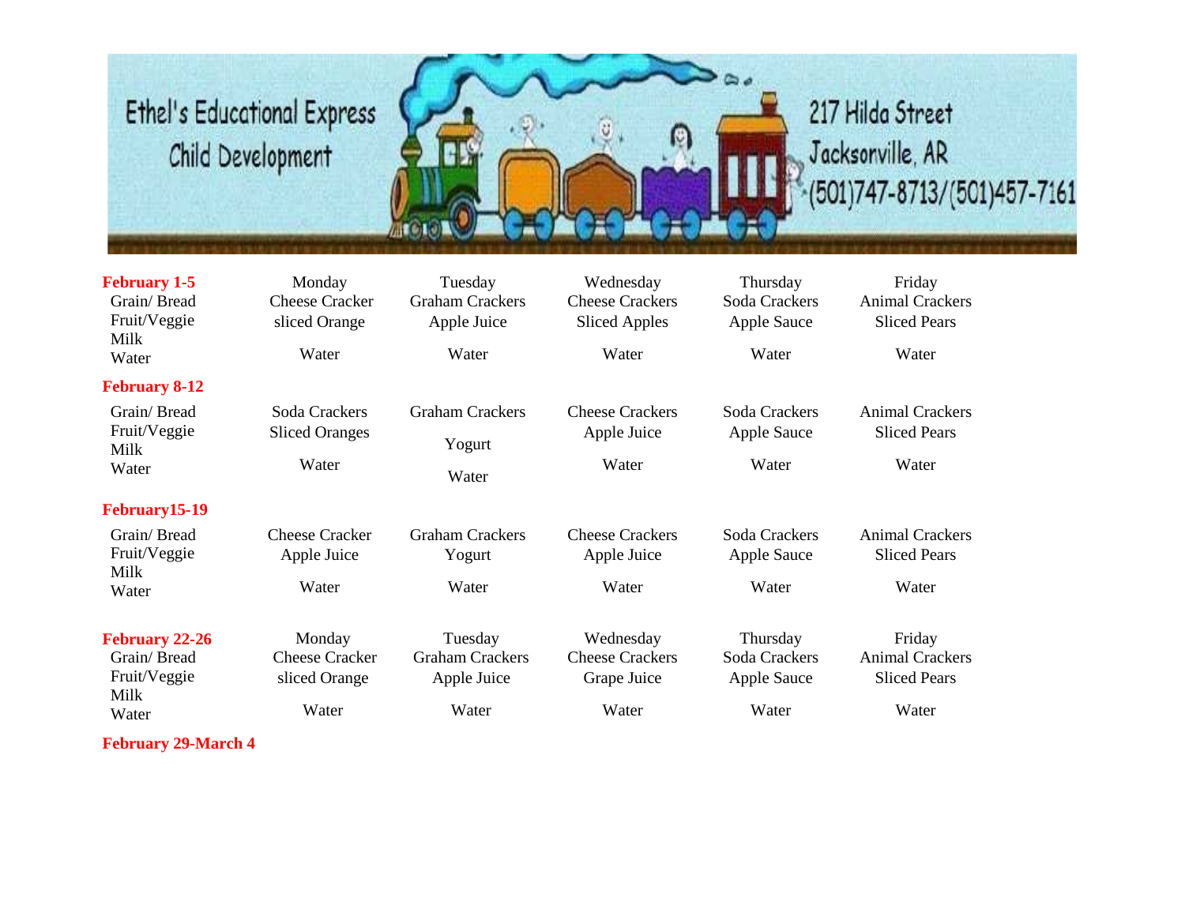Ethel's Educational Express
Child Development

217 Hilda Street
Jacksonville, AR
(501)747-8713/(501)457-7161

| **February 1-5** | Monday | Tuesday | Wednesday | Thursday | Friday |
|---|---|---|---|---|---|
| Grain/ Bread | Cheese Cracker | Graham Crackers | Cheese Crackers | Soda Crackers | Animal Crackers |
| Fruit/Veggie | sliced Orange | Apple Juice | Sliced Apples | Apple Sauce | Sliced Pears |
| Milk | | | | | |
| Water | Water | Water | Water | Water | Water |

| **February 8-12** | | | | | |
|---|---|---|---|---|---|
| Grain/ Bread | Soda Crackers | Graham Crackers | Cheese Crackers | Soda Crackers | Animal Crackers |
| Fruit/Veggie | Sliced Oranges | Yogurt | Apple Juice | Apple Sauce | Sliced Pears |
| Milk | | | | | |
| Water | Water | Water | Water | Water | Water |

| **February15-19** | | | | | |
|---|---|---|---|---|---|
| Grain/ Bread | Cheese Cracker | Graham Crackers | Cheese Crackers | Soda Crackers | Animal Crackers |
| Fruit/Veggie | Apple Juice | Yogurt | Apple Juice | Apple Sauce | Sliced Pears |
| Milk | | | | | |
| Water | Water | Water | Water | Water | Water |

| **February 22-26** | Monday | Tuesday | Wednesday | Thursday | Friday |
|---|---|---|---|---|---|
| Grain/ Bread | Cheese Cracker | Graham Crackers | Cheese Crackers | Soda Crackers | Animal Crackers |
| Fruit/Veggie | sliced Orange | Apple Juice | Grape Juice | Apple Sauce | Sliced Pears |
| Milk | | | | | |
| Water | Water | Water | Water | Water | Water |

**February 29-March 4**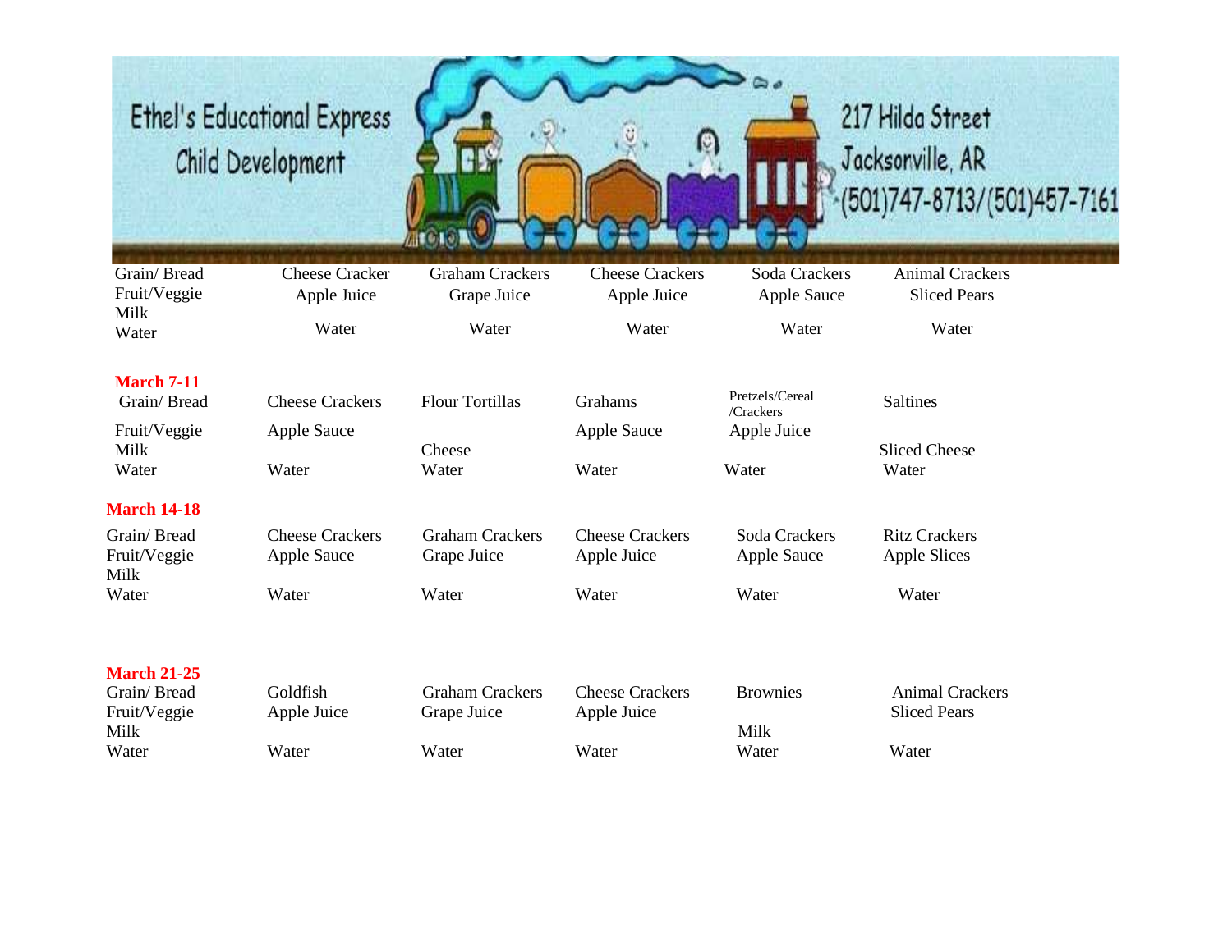Ethel's Educational Express
Child Development

217 Hilda Street
Jacksonville, AR
(501)747-8713/(501)457-7161

| | | | | | |
|---|---|---|---|---|---|
| Grain/ Bread | Cheese Cracker | Graham Crackers | Cheese Crackers | Soda Crackers | Animal Crackers |
| Fruit/Veggie | Apple Juice | Grape Juice | Apple Juice | Apple Sauce | Sliced Pears |
| Milk | | | | | |
| Water | Water | Water | Water | Water | Water |

**March 7-11**

| | | | | | |
|---|---|---|---|---|---|
| Grain/ Bread | Cheese Crackers | Flour Tortillas | Grahams | Pretzels/Cereal /Crackers | Saltines |
| Fruit/Veggie | Apple Sauce | | Apple Sauce | Apple Juice | |
| Milk | | Cheese | | | Sliced Cheese |
| Water | Water | Water | Water | Water | Water |

**March 14-18**

| | | | | | |
|---|---|---|---|---|---|
| Grain/ Bread | Cheese Crackers | Graham Crackers | Cheese Crackers | Soda Crackers | Ritz Crackers |
| Fruit/Veggie | Apple Sauce | Grape Juice | Apple Juice | Apple Sauce | Apple Slices |
| Milk | | | | | |
| Water | Water | Water | Water | Water | Water |

**March 21-25**

| | | | | | |
|---|---|---|---|---|---|
| Grain/ Bread | Goldfish | Graham Crackers | Cheese Crackers | Brownies | Animal Crackers |
| Fruit/Veggie | Apple Juice | Grape Juice | Apple Juice | | Sliced Pears |
| Milk | | | | Milk | |
| Water | Water | Water | Water | Water | Water |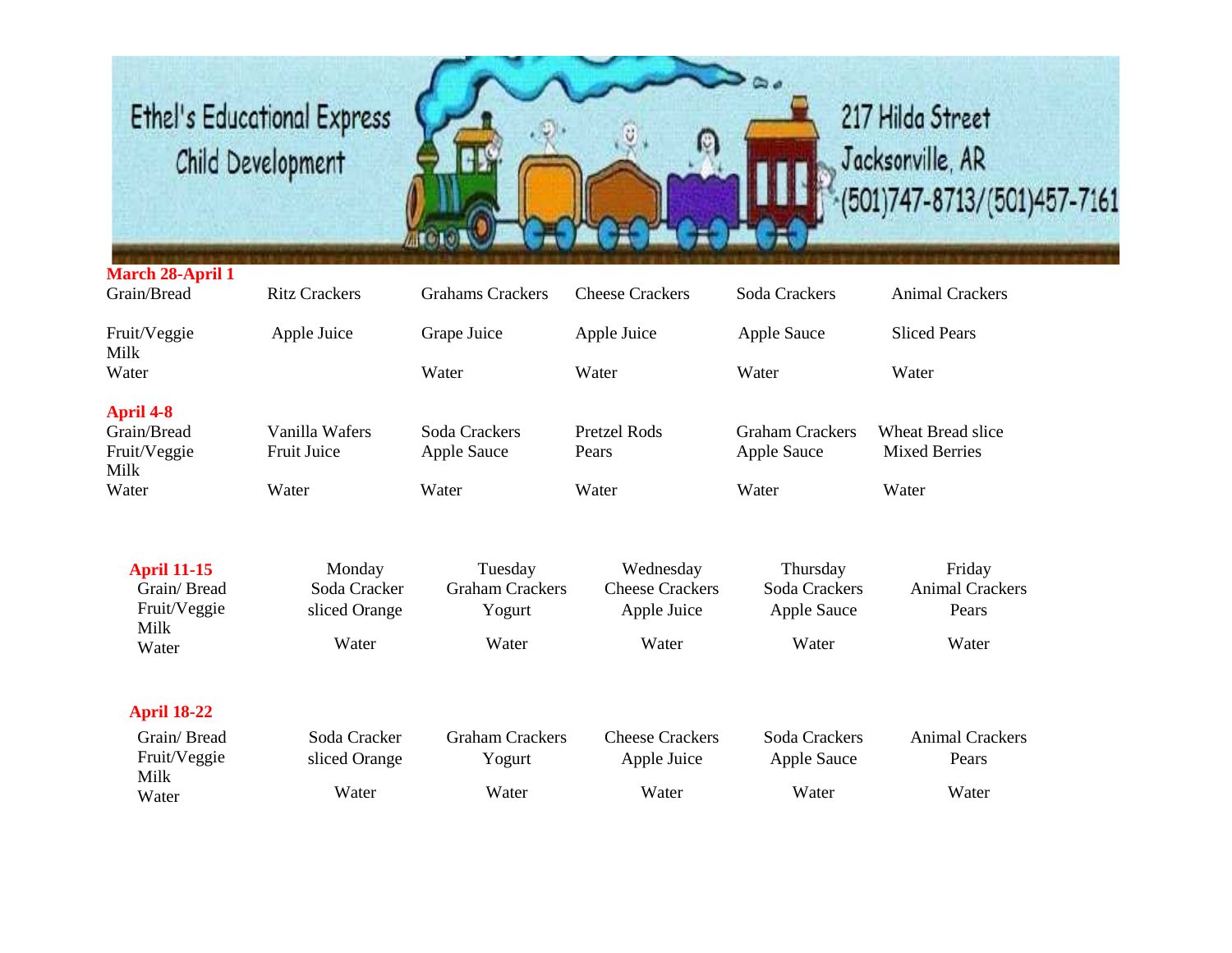Ethel's Educational Express Child Development

217 Hilda Street
Jacksonville, AR
(501)747-8713/(501)457-7161

**March 28-April 1**

| | | | | | |
|---|---|---|---|---|---|
| Grain/Bread | Ritz Crackers | Grahams Crackers | Cheese Crackers | Soda Crackers | Animal Crackers |
| Fruit/Veggie | Apple Juice | Grape Juice | Apple Juice | Apple Sauce | Sliced Pears |
| Milk | | | | | |
| Water | | Water | Water | Water | Water |

**April 4-8**

| | | | | | |
|---|---|---|---|---|---|
| Grain/Bread | Vanilla Wafers | Soda Crackers | Pretzel Rods | Graham Crackers | Wheat Bread slice |
| Fruit/Veggie | Fruit Juice | Apple Sauce | Pears | Apple Sauce | Mixed Berries |
| Milk | | | | | |
| Water | Water | Water | Water | Water | Water |

**April 11-15**

| | Monday | Tuesday | Wednesday | Thursday | Friday |
|---|---|---|---|---|---|
| Grain/ Bread | Soda Cracker | Graham Crackers | Cheese Crackers | Soda Crackers | Animal Crackers |
| Fruit/Veggie | sliced Orange | Yogurt | Apple Juice | Apple Sauce | Pears |
| Milk | | | | | |
| Water | Water | Water | Water | Water | Water |

**April 18-22**

| | | | | | |
|---|---|---|---|---|---|
| Grain/ Bread | Soda Cracker | Graham Crackers | Cheese Crackers | Soda Crackers | Animal Crackers |
| Fruit/Veggie | sliced Orange | Yogurt | Apple Juice | Apple Sauce | Pears |
| Milk | | | | | |
| Water | Water | Water | Water | Water | Water |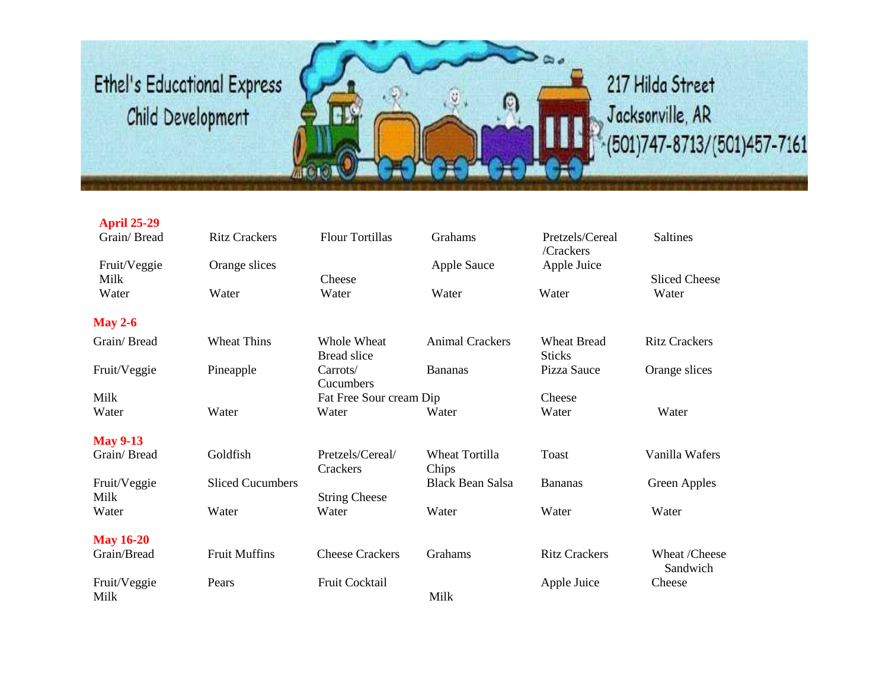Ethel's Educational Express Child Development

217 Hilda Street Jacksonville, AR (501)747-8713/(501)457-7161

**April 25-29**

| | | | | | |
|---|---|---|---|---|---|
| Grain/ Bread | Ritz Crackers | Flour Tortillas | Grahams | Pretzels/Cereal /Crackers | Saltines |
| Fruit/Veggie | Orange slices | | Apple Sauce | Apple Juice | |
| Milk | | Cheese | | | Sliced Cheese |
| Water | Water | Water | Water | Water | Water |

**May 2-6**

| | | | | | |
|---|---|---|---|---|---|
| Grain/ Bread | Wheat Thins | Whole Wheat Bread slice | Animal Crackers | Wheat Bread Sticks | Ritz Crackers |
| Fruit/Veggie | Pineapple | Carrots/ Cucumbers | Bananas | Pizza Sauce | Orange slices |
| Milk | | Fat Free Sour cream Dip | | Cheese | |
| Water | Water | Water | Water | Water | Water |

**May 9-13**

| | | | | | |
|---|---|---|---|---|---|
| Grain/ Bread | Goldfish | Pretzels/Cereal/ Crackers | Wheat Tortilla Chips | Toast | Vanilla Wafers |
| Fruit/Veggie | Sliced Cucumbers | | Black Bean Salsa | Bananas | Green Apples |
| Milk | | String Cheese | | | |
| Water | Water | Water | Water | Water | Water |

**May 16-20**

| | | | | | |
|---|---|---|---|---|---|
| Grain/Bread | Fruit Muffins | Cheese Crackers | Grahams | Ritz Crackers | Wheat /Cheese Sandwich |
| Fruit/Veggie | Pears | Fruit Cocktail | | Apple Juice | Cheese |
| Milk | | | Milk | | |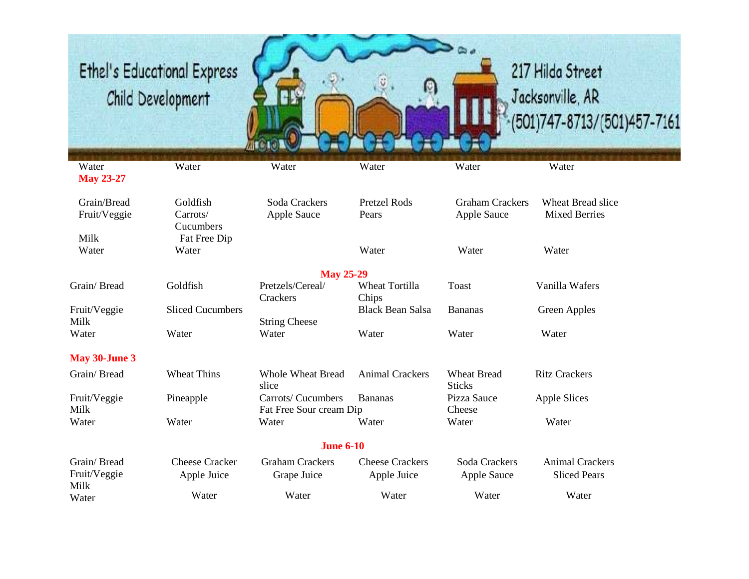Ethel's Educational Express Child Development

217 Hilda Street Jacksonville, AR (501)747-8713/(501)457-7161

| Water | Water | Water | Water | Water | Water |
|---|---|---|---|---|---|

**May 23-27**

| | | | | | |
|---|---|---|---|---|---|
| Grain/Bread | Goldfish | Soda Crackers | Pretzel Rods | Graham Crackers | Wheat Bread slice |
| Fruit/Veggie | Carrots/ Cucumbers | Apple Sauce | Pears | Apple Sauce | Mixed Berries |
| Milk | Fat Free Dip | | | | |
| Water | Water | | Water | Water | Water |

**May 25-29**

| | | | | | |
|---|---|---|---|---|---|
| Grain/ Bread | Goldfish | Pretzels/Cereal/ Crackers | Wheat Tortilla Chips | Toast | Vanilla Wafers |
| Fruit/Veggie | Sliced Cucumbers | | Black Bean Salsa | Bananas | Green Apples |
| Milk | | String Cheese | | | |
| Water | Water | Water | Water | Water | Water |

**May 30-June 3**

| | | | | | |
|---|---|---|---|---|---|
| Grain/ Bread | Wheat Thins | Whole Wheat Bread slice | Animal Crackers | Wheat Bread Sticks | Ritz Crackers |
| Fruit/Veggie | Pineapple | Carrots/ Cucumbers | Bananas | Pizza Sauce | Apple Slices |
| Milk | | Fat Free Sour cream Dip | | Cheese | |
| Water | Water | Water | Water | Water | Water |

**June 6-10**

| | | | | | |
|---|---|---|---|---|---|
| Grain/ Bread | Cheese Cracker | Graham Crackers | Cheese Crackers | Soda Crackers | Animal Crackers |
| Fruit/Veggie | Apple Juice | Grape Juice | Apple Juice | Apple Sauce | Sliced Pears |
| Milk | | | | | |
| Water | Water | Water | Water | Water | Water |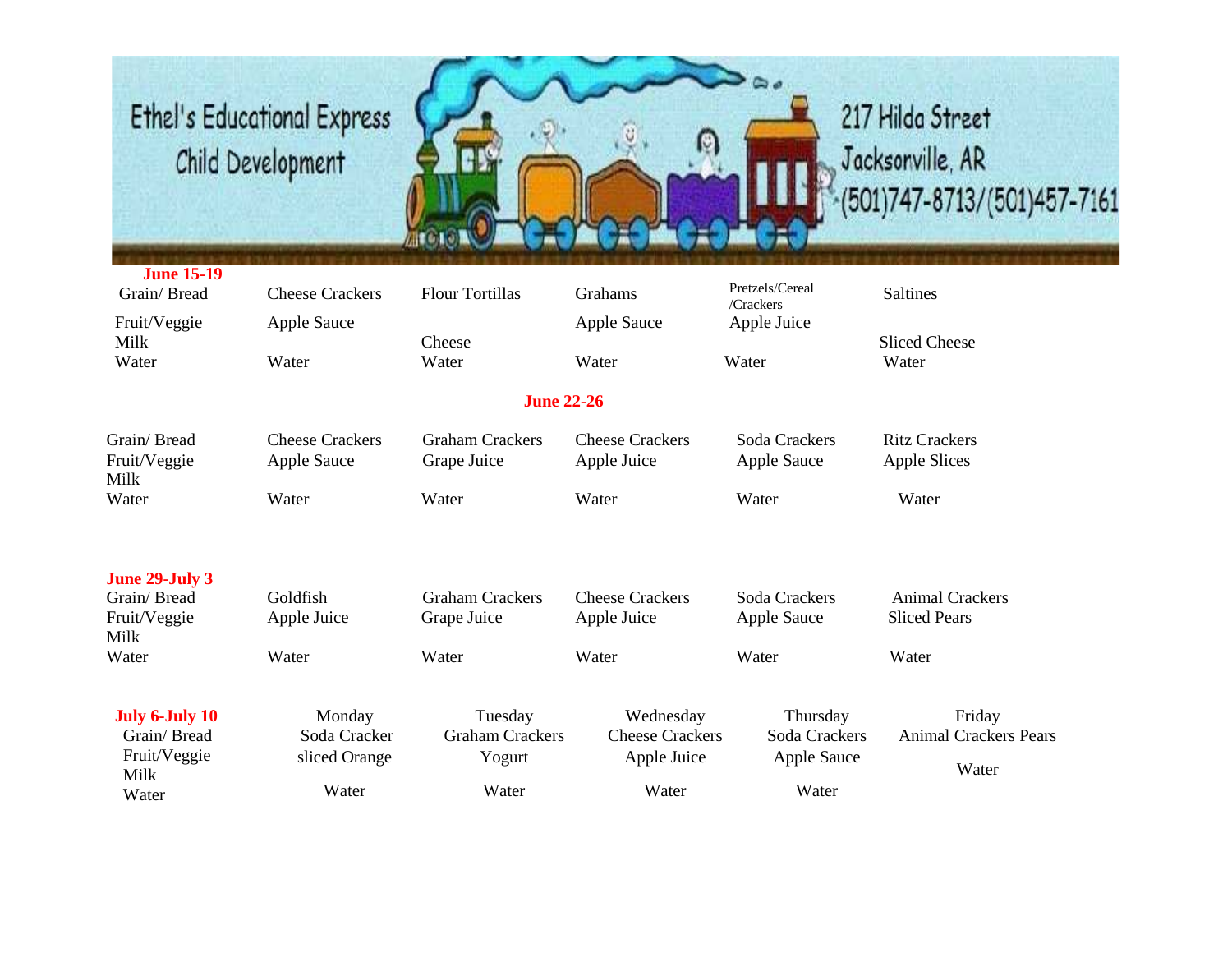Ethel's Educational Express Child Development

217 Hilda Street
Jacksonville, AR
(501)747-8713/(501)457-7161

**June 15-19**

| | | | | | |
|---|---|---|---|---|---|
| Grain/ Bread | Cheese Crackers | Flour Tortillas | Grahams | Pretzels/Cereal /Crackers | Saltines |
| Fruit/Veggie | Apple Sauce | | Apple Sauce | Apple Juice | |
| Milk | | Cheese | | | Sliced Cheese |
| Water | Water | Water | Water | Water | Water |

**June 22-26**

| | | | | | |
|---|---|---|---|---|---|
| Grain/ Bread | Cheese Crackers | Graham Crackers | Cheese Crackers | Soda Crackers | Ritz Crackers |
| Fruit/Veggie | Apple Sauce | Grape Juice | Apple Juice | Apple Sauce | Apple Slices |
| Milk | | | | | |
| Water | Water | Water | Water | Water | Water |

**June 29-July 3**

| | | | | | |
|---|---|---|---|---|---|
| Grain/ Bread | Goldfish | Graham Crackers | Cheese Crackers | Soda Crackers | Animal Crackers |
| Fruit/Veggie | Apple Juice | Grape Juice | Apple Juice | Apple Sauce | Sliced Pears |
| Milk | | | | | |
| Water | Water | Water | Water | Water | Water |

| **July 6-July 10** | Monday | Tuesday | Wednesday | Thursday | Friday |
|---|---|---|---|---|---|
| Grain/ Bread | Soda Cracker | Graham Crackers | Cheese Crackers | Soda Crackers | Animal Crackers Pears |
| Fruit/Veggie | sliced Orange | Yogurt | Apple Juice | Apple Sauce | |
| Milk | | | | | Water |
| Water | Water | Water | Water | Water | |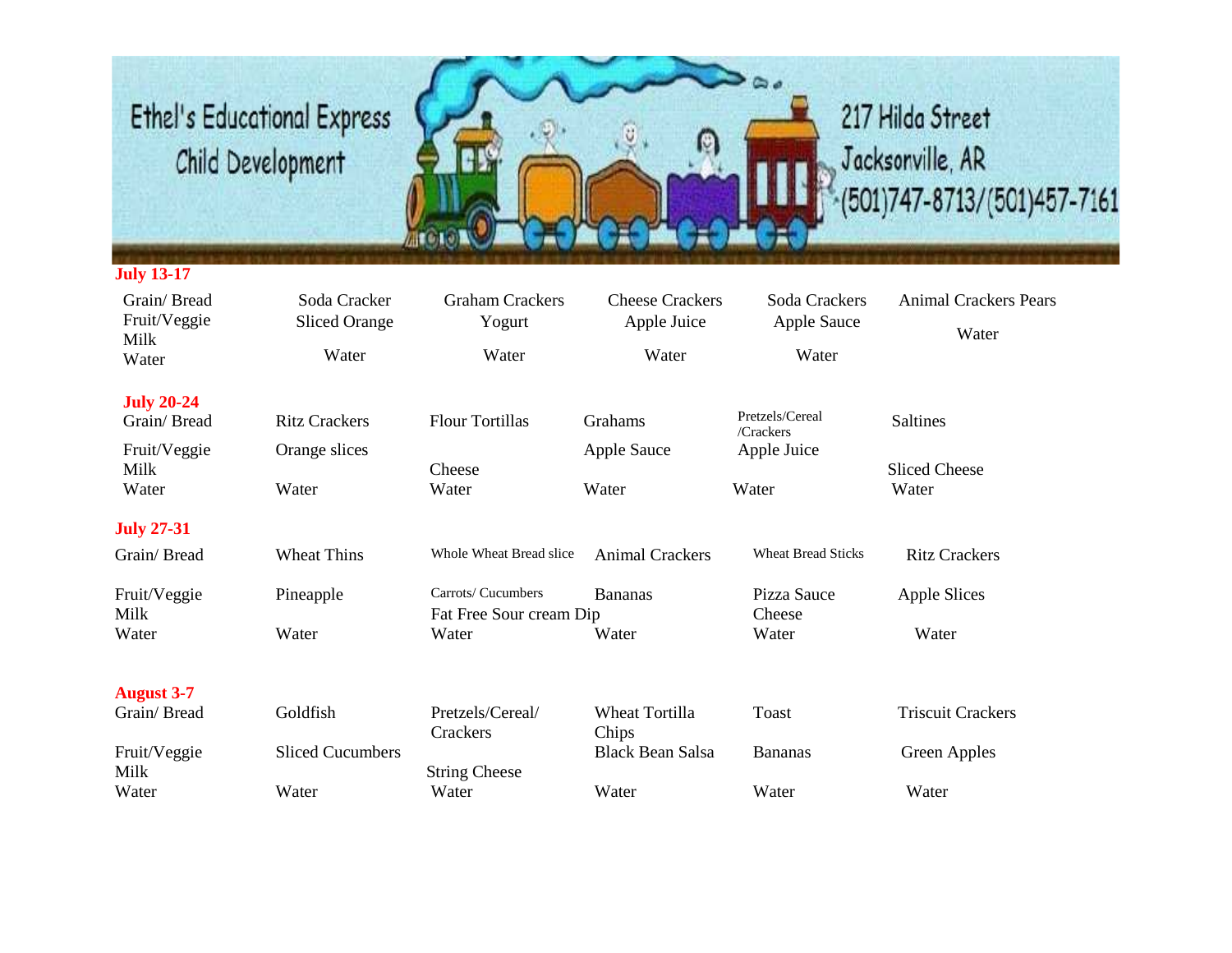Ethel's Educational Express Child Development

217 Hilda Street
Jacksonville, AR
(501)747-8713/(501)457-7161

**July 13-17**

| | | | | | |
|---|---|---|---|---|---|
| Grain/ Bread | Soda Cracker | Graham Crackers | Cheese Crackers | Soda Crackers | Animal Crackers |
| Fruit/Veggie | Sliced Orange | | Apple Juice | Apple Sauce | Pears |
| Milk | | Yogurt | | | |
| Water | Water | Water | Water | Water | Water |

**July 20-24**

| | | | | | |
|---|---|---|---|---|---|
| Grain/ Bread | Ritz Crackers | Flour Tortillas | Grahams | Pretzels/Cereal /Crackers | Saltines |
| Fruit/Veggie | Orange slices | | Apple Sauce | Apple Juice | |
| Milk | | Cheese | | | Sliced Cheese |
| Water | Water | Water | Water | Water | Water |

**July 27-31**

| | | | | | |
|---|---|---|---|---|---|
| Grain/ Bread | Wheat Thins | Whole Wheat Bread slice | Animal Crackers | Wheat Bread Sticks | Ritz Crackers |
| Fruit/Veggie | Pineapple | Carrots/ Cucumbers | Bananas | Pizza Sauce | Apple Slices |
| Milk | | Fat Free Sour cream Dip | | Cheese | |
| Water | Water | Water | Water | Water | Water |

**August 3-7**

| | | | | | |
|---|---|---|---|---|---|
| Grain/ Bread | Goldfish | Pretzels/Cereal/ Crackers | Wheat Tortilla Chips | Toast | Triscuit Crackers |
| Fruit/Veggie | Sliced Cucumbers | | Black Bean Salsa | Bananas | Green Apples |
| Milk | | String Cheese | | | |
| Water | Water | Water | Water | Water | Water |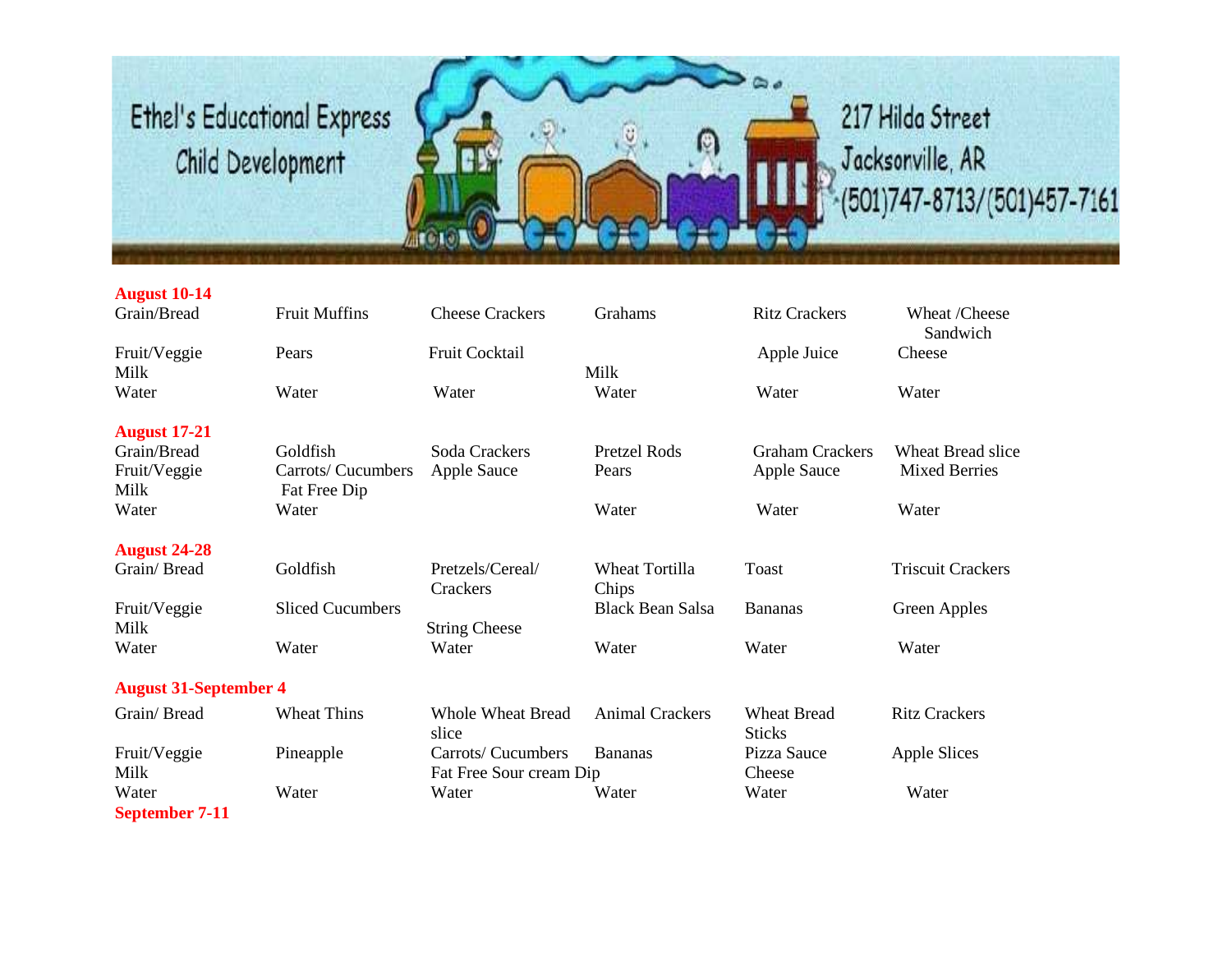Ethel's Educational Express Child Development

217 Hilda Street
Jacksonville, AR
(501)747-8713/(501)457-7161

**August 10-14**

| | | | | | |
|---|---|---|---|---|---|
| Grain/Bread | Fruit Muffins | Cheese Crackers | Grahams | Ritz Crackers | Wheat /Cheese Sandwich |
| Fruit/Veggie | Pears | Fruit Cocktail | | Apple Juice | Cheese |
| Milk | | | Milk | | |
| Water | Water | Water | Water | Water | Water |

**August 17-21**

| | | | | | |
|---|---|---|---|---|---|
| Grain/Bread | Goldfish | Soda Crackers | Pretzel Rods | Graham Crackers | Wheat Bread slice |
| Fruit/Veggie | Carrots/ Cucumbers | Apple Sauce | Pears | Apple Sauce | Mixed Berries |
| Milk | Fat Free Dip | | | | |
| Water | Water | | Water | Water | Water |

**August 24-28**

| | | | | | |
|---|---|---|---|---|---|
| Grain/ Bread | Goldfish | Pretzels/Cereal/ Crackers | Wheat Tortilla Chips | Toast | Triscuit Crackers |
| Fruit/Veggie | Sliced Cucumbers | | Black Bean Salsa | Bananas | Green Apples |
| Milk | | String Cheese | | | |
| Water | Water | Water | Water | Water | Water |

**August 31-September 4**

| | | | | | |
|---|---|---|---|---|---|
| Grain/ Bread | Wheat Thins | Whole Wheat Bread slice | Animal Crackers | Wheat Bread Sticks | Ritz Crackers |
| Fruit/Veggie | Pineapple | Carrots/ Cucumbers | Bananas | Pizza Sauce | Apple Slices |
| Milk | | Fat Free Sour cream Dip | | Cheese | |
| Water | Water | Water | Water | Water | Water |

**September 7-11**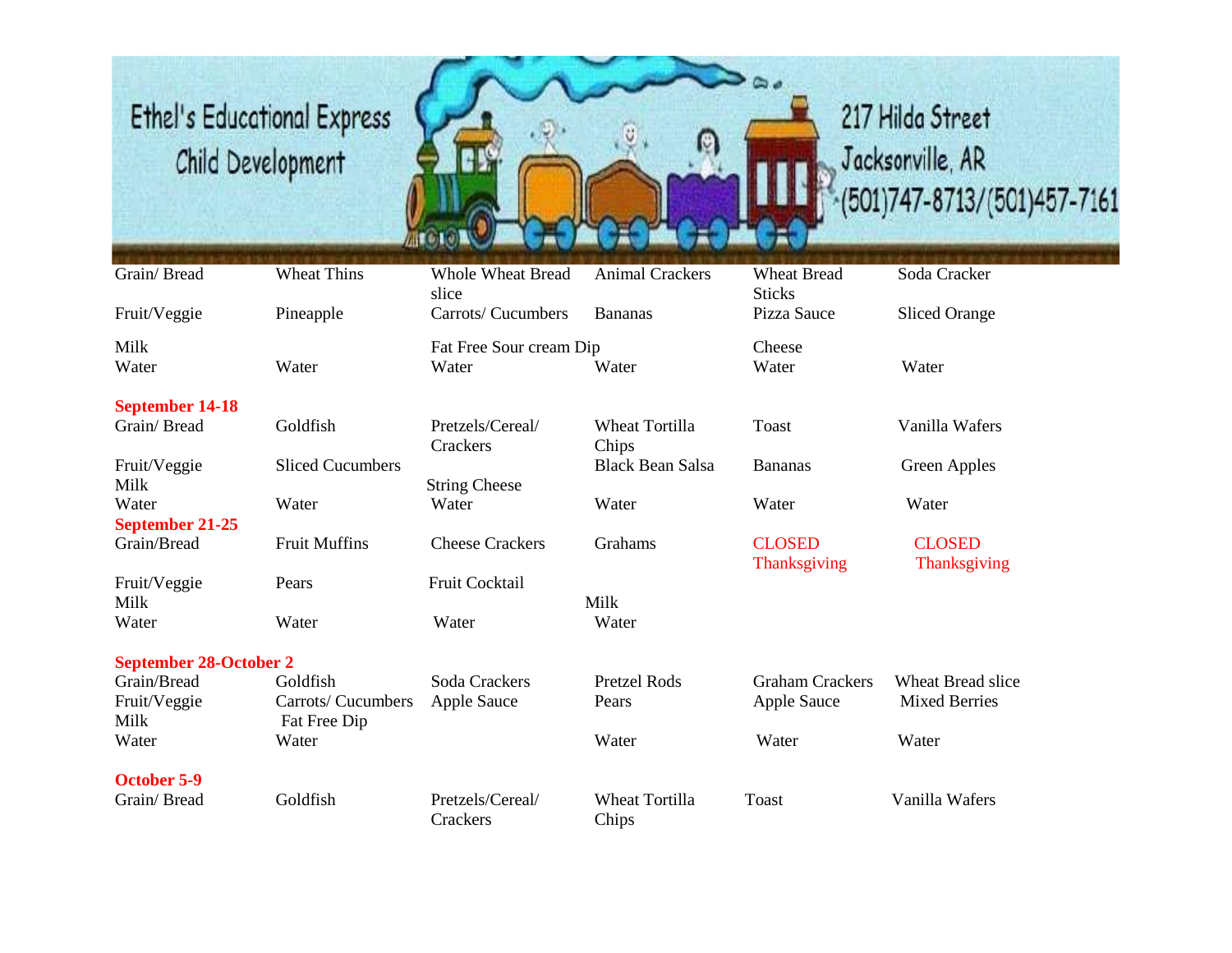# Ethel's Educational Express Child Development

217 Hilda Street
Jacksonville, AR
(501)747-8713/(501)457-7161

| | | | | | |
|---|---|---|---|---|---|
| Grain/ Bread | Wheat Thins | Whole Wheat Bread slice | Animal Crackers | Wheat Bread Sticks | Soda Cracker |
| Fruit/Veggie | Pineapple | Carrots/ Cucumbers | Bananas | Pizza Sauce | Sliced Orange |
| Milk | | Fat Free Sour cream Dip | | Cheese | |
| Water | Water | Water | Water | Water | Water |
| **September 14-18** | | | | | |
| Grain/ Bread | Goldfish | Pretzels/Cereal/ Crackers | Wheat Tortilla Chips | Toast | Vanilla Wafers |
| Fruit/Veggie | Sliced Cucumbers | | Black Bean Salsa | Bananas | Green Apples |
| Milk | | String Cheese | | | |
| Water | Water | Water | Water | Water | Water |
| **September 21-25** | | | | | |
| Grain/Bread | Fruit Muffins | Cheese Crackers | Grahams | CLOSED Thanksgiving | CLOSED Thanksgiving |
| Fruit/Veggie | Pears | Fruit Cocktail | | | |
| Milk | | | Milk | | |
| Water | Water | Water | Water | | |
| **September 28-October 2** | | | | | |
| Grain/Bread | Goldfish | Soda Crackers | Pretzel Rods | Graham Crackers | Wheat Bread slice |
| Fruit/Veggie | Carrots/ Cucumbers | Apple Sauce | Pears | Apple Sauce | Mixed Berries |
| Milk | Fat Free Dip | | | | |
| Water | Water | | Water | Water | Water |
| **October 5-9** | | | | | |
| Grain/ Bread | Goldfish | Pretzels/Cereal/ Crackers | Wheat Tortilla Chips | Toast | Vanilla Wafers |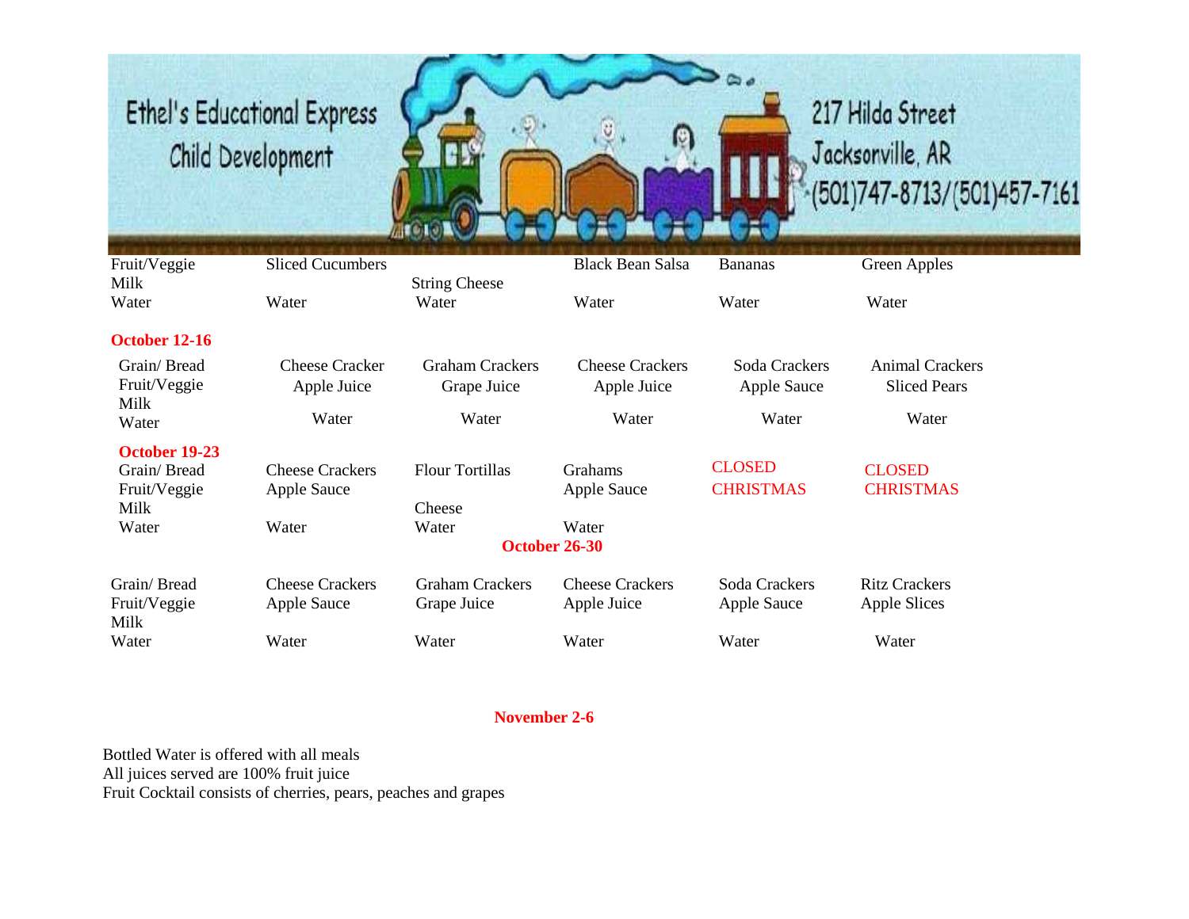Ethel's Educational Express Child Development

217 Hilda Street Jacksonville, AR (501)747-8713/(501)457-7161

| | | | | | |
|---|---|---|---|---|---|
| Fruit/Veggie | Sliced Cucumbers | | Black Bean Salsa | Bananas | Green Apples |
| Milk | | String Cheese | | | |
| Water | Water | Water | Water | Water | Water |

**October 12-16**

| | | | | | |
|---|---|---|---|---|---|
| Grain/ Bread | Cheese Cracker | Graham Crackers | Cheese Crackers | Soda Crackers | Animal Crackers |
| Fruit/Veggie | Apple Juice | Grape Juice | Apple Juice | Apple Sauce | Sliced Pears |
| Milk | | | | | |
| Water | Water | Water | Water | Water | Water |

**October 19-23**

| | | | | | |
|---|---|---|---|---|---|
| Grain/ Bread | Cheese Crackers | Flour Tortillas | Grahams | CLOSED CHRISTMAS | CLOSED CHRISTMAS |
| Fruit/Veggie | Apple Sauce | | Apple Sauce | | |
| Milk | | Cheese | | | |
| Water | Water | Water | Water | | |

**October 26-30**

| | | | | | |
|---|---|---|---|---|---|
| Grain/ Bread | Cheese Crackers | Graham Crackers | Cheese Crackers | Soda Crackers | Ritz Crackers |
| Fruit/Veggie | Apple Sauce | Grape Juice | Apple Juice | Apple Sauce | Apple Slices |
| Milk | | | | | |
| Water | Water | Water | Water | Water | Water |

**November 2-6**

Bottled Water is offered with all meals
All juices served are 100% fruit juice
Fruit Cocktail consists of cherries, pears, peaches and grapes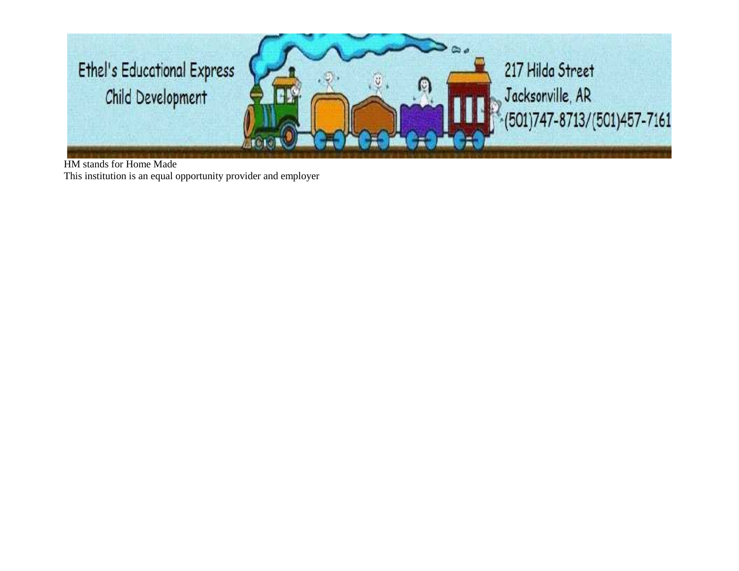Ethel's Educational Express
Child Development

217 Hilda Street
Jacksonville, AR
(501)747-8713/(501)457-7161

HM stands for Home Made
This institution is an equal opportunity provider and employer